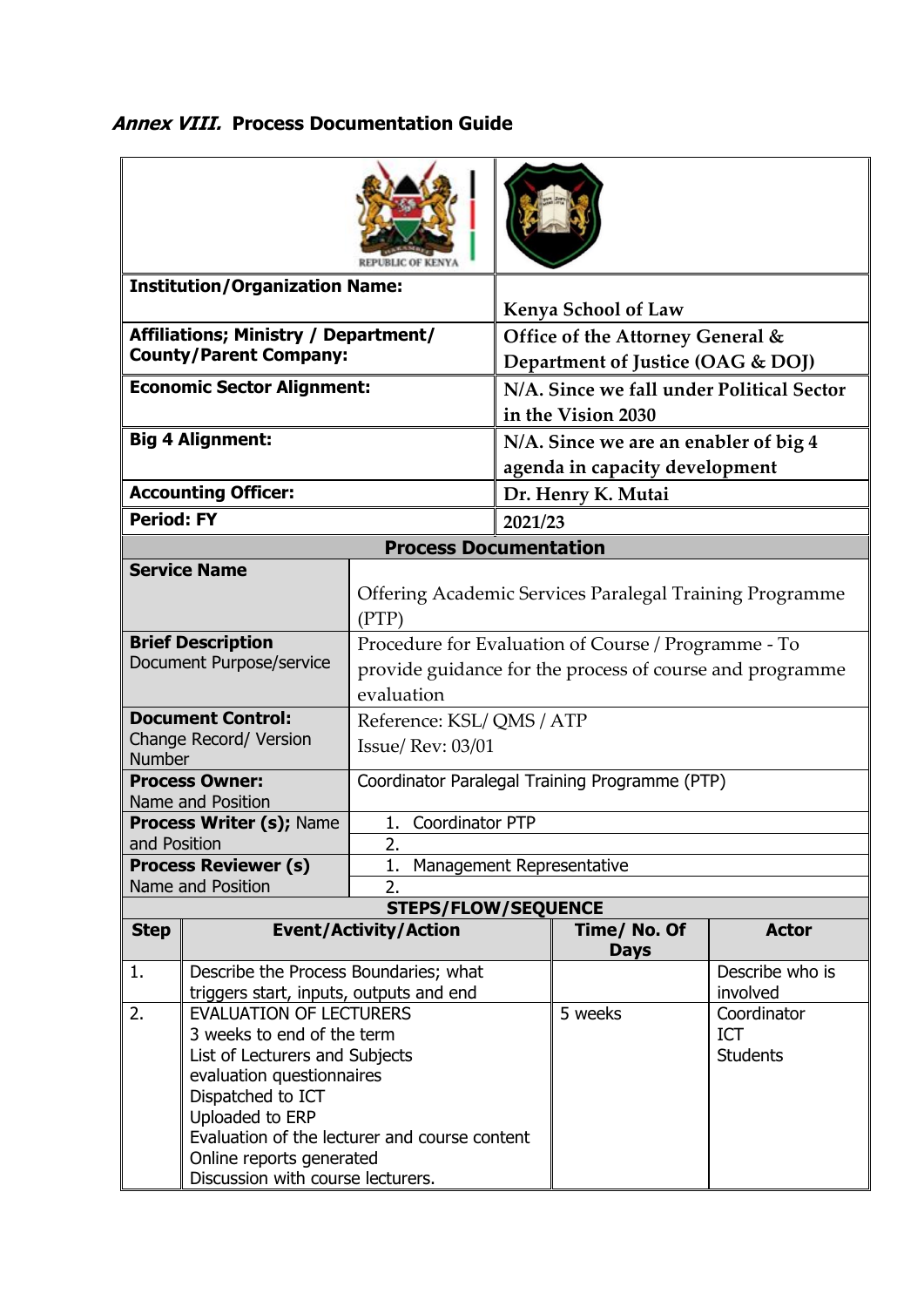### *Annex VIII.* Process Documentation Guide

| | |
|---|---|
| **Institution/Organization Name:** | Kenya School of Law |
| **Affiliations; Ministry / Department/ County/Parent Company:** | Office of the Attorney General & Department of Justice (OAG & DOJ) |
| **Economic Sector Alignment:** | N/A. Since we fall under Political Sector in the Vision 2030 |
| **Big 4 Alignment:** | N/A. Since we are an enabler of big 4 agenda in capacity development |
| **Accounting Officer:** | Dr. Henry K. Mutai |
| **Period: FY** | 2021/23 |

**Process Documentation**

| | |
|---|---|
| **Service Name** | Offering Academic Services Paralegal Training Programme (PTP) |
| **Brief Description** Document Purpose/service | Procedure for Evaluation of Course / Programme - To provide guidance for the process of course and programme evaluation |
| **Document Control:** Change Record/ Version Number | Reference: KSL/ QMS / ATP<br>Issue/ Rev: 03/01 |
| **Process Owner:** Name and Position | Coordinator Paralegal Training Programme (PTP) |
| **Process Writer (s);** Name and Position | 1. Coordinator PTP<br>2. |
| **Process Reviewer (s)** Name and Position | 1. Management Representative<br>2. |

**STEPS/FLOW/SEQUENCE**

| Step | Event/Activity/Action | Time/ No. Of Days | Actor |
|---|---|---|---|
| 1. | Describe the Process Boundaries; what triggers start, inputs, outputs and end | | Describe who is involved |
| 2. | EVALUATION OF LECTURERS<br>3 weeks to end of the term<br>List of Lecturers and Subjects<br>evaluation questionnaires<br>Dispatched to ICT<br>Uploaded to ERP<br>Evaluation of the lecturer and course content<br>Online reports generated<br>Discussion with course lecturers. | 5 weeks | Coordinator<br>ICT<br>Students |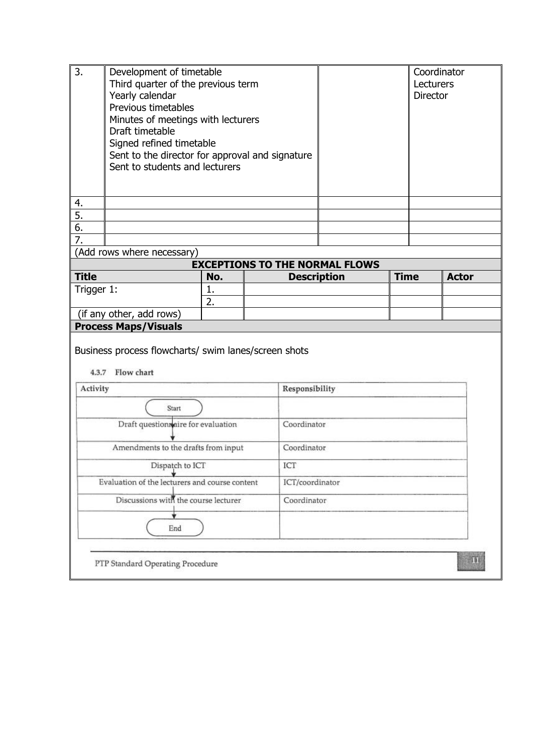| | | | |
|---|---|---|---|
| 3. | Development of timetable<br>Third quarter of the previous term<br>Yearly calendar<br>Previous timetables<br>Minutes of meetings with lecturers<br>Draft timetable<br>Signed refined timetable<br>Sent to the director for approval and signature<br>Sent to students and lecturers | | Coordinator<br>Lecturers<br>Director |
| 4. | | | |
| 5. | | | |
| 6. | | | |
| 7. | | | |

(Add rows where necessary)

**EXCEPTIONS TO THE NORMAL FLOWS**

| Title | No. | Description | Time | Actor |
|---|---|---|---|---|
| Trigger 1: | 1. | | | |
| | 2. | | | |
| (if any other, add rows) | | | | |

**Process Maps/Visuals**

Business process flowcharts/ swim lanes/screen shots

4.3.7 Flow chart

| Activity | Responsibility |
|---|---|
| Start | |
| Draft questionnaire for evaluation | Coordinator |
| Amendments to the drafts from input | Coordinator |
| Dispatch to ICT | ICT |
| Evaluation of the lecturers and course content | ICT/coordinator |
| Discussions with the course lecturer | Coordinator |
| End | |

PTP Standard Operating Procedure